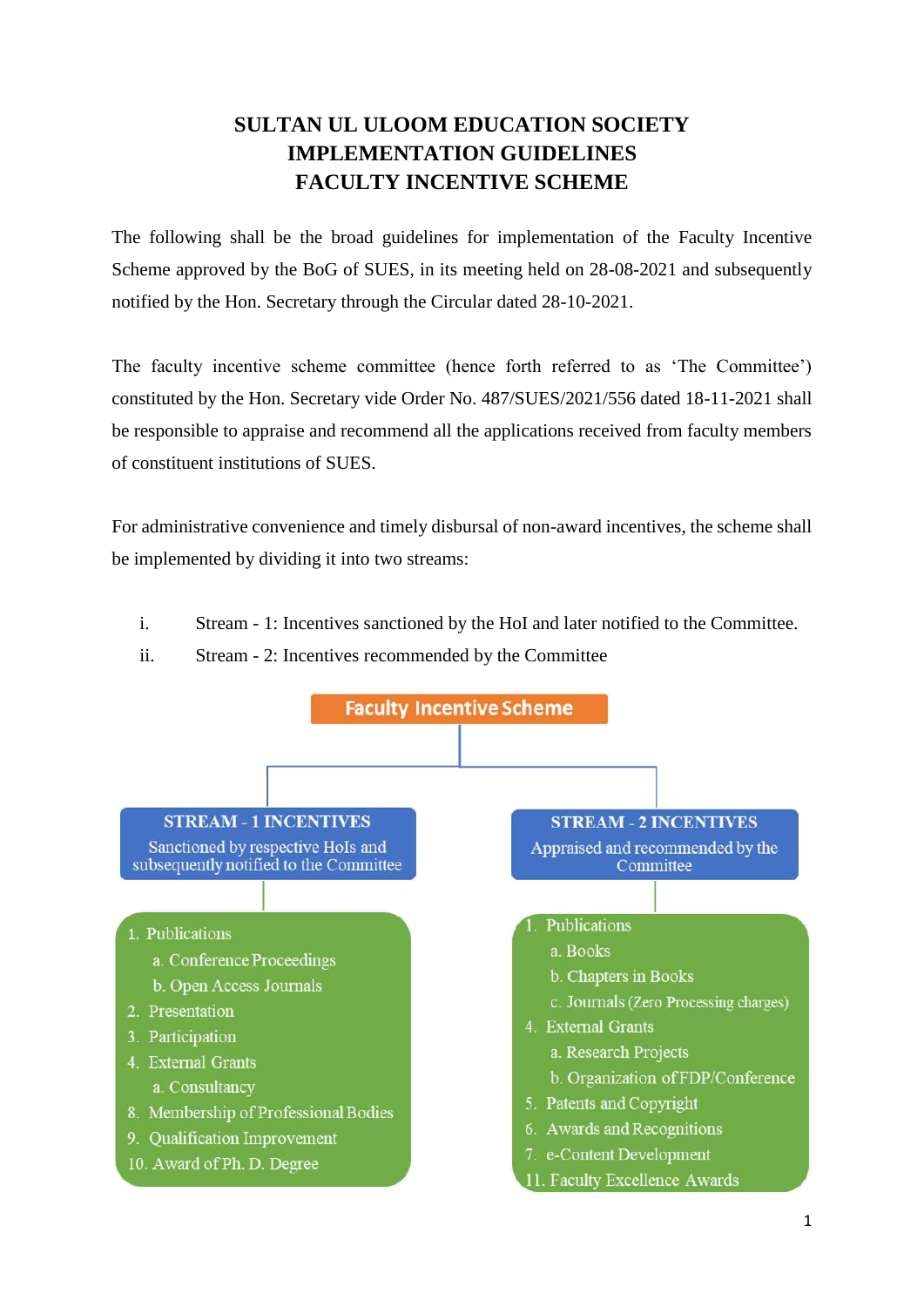# SULTAN UL ULOOM EDUCATION SOCIETY
# IMPLEMENTATION GUIDELINES
# FACULTY INCENTIVE SCHEME

The following shall be the broad guidelines for implementation of the Faculty Incentive Scheme approved by the BoG of SUES, in its meeting held on 28-08-2021 and subsequently notified by the Hon. Secretary through the Circular dated 28-10-2021.

The faculty incentive scheme committee (hence forth referred to as 'The Committee') constituted by the Hon. Secretary vide Order No. 487/SUES/2021/556 dated 18-11-2021 shall be responsible to appraise and recommend all the applications received from faculty members of constituent institutions of SUES.

For administrative convenience and timely disbursal of non-award incentives, the scheme shall be implemented by dividing it into two streams:

i. Stream - 1: Incentives sanctioned by the HoI and later notified to the Committee.

ii. Stream - 2: Incentives recommended by the Committee

**Faculty Incentive Scheme**

**STREAM - 1 INCENTIVES**
Sanctioned by respective HoIs and subsequently notified to the Committee

1. Publications
   a. Conference Proceedings
   b. Open Access Journals
2. Presentation
3. Participation
4. External Grants
   a. Consultancy
8. Membership of Professional Bodies
9. Qualification Improvement
10. Award of Ph. D. Degree

**STREAM - 2 INCENTIVES**
Appraised and recommended by the Committee

1. Publications
   a. Books
   b. Chapters in Books
   c. Journals (Zero Processing charges)
4. External Grants
   a. Research Projects
   b. Organization of FDP/Conference
5. Patents and Copyright
6. Awards and Recognitions
7. e-Content Development
11. Faculty Excellence Awards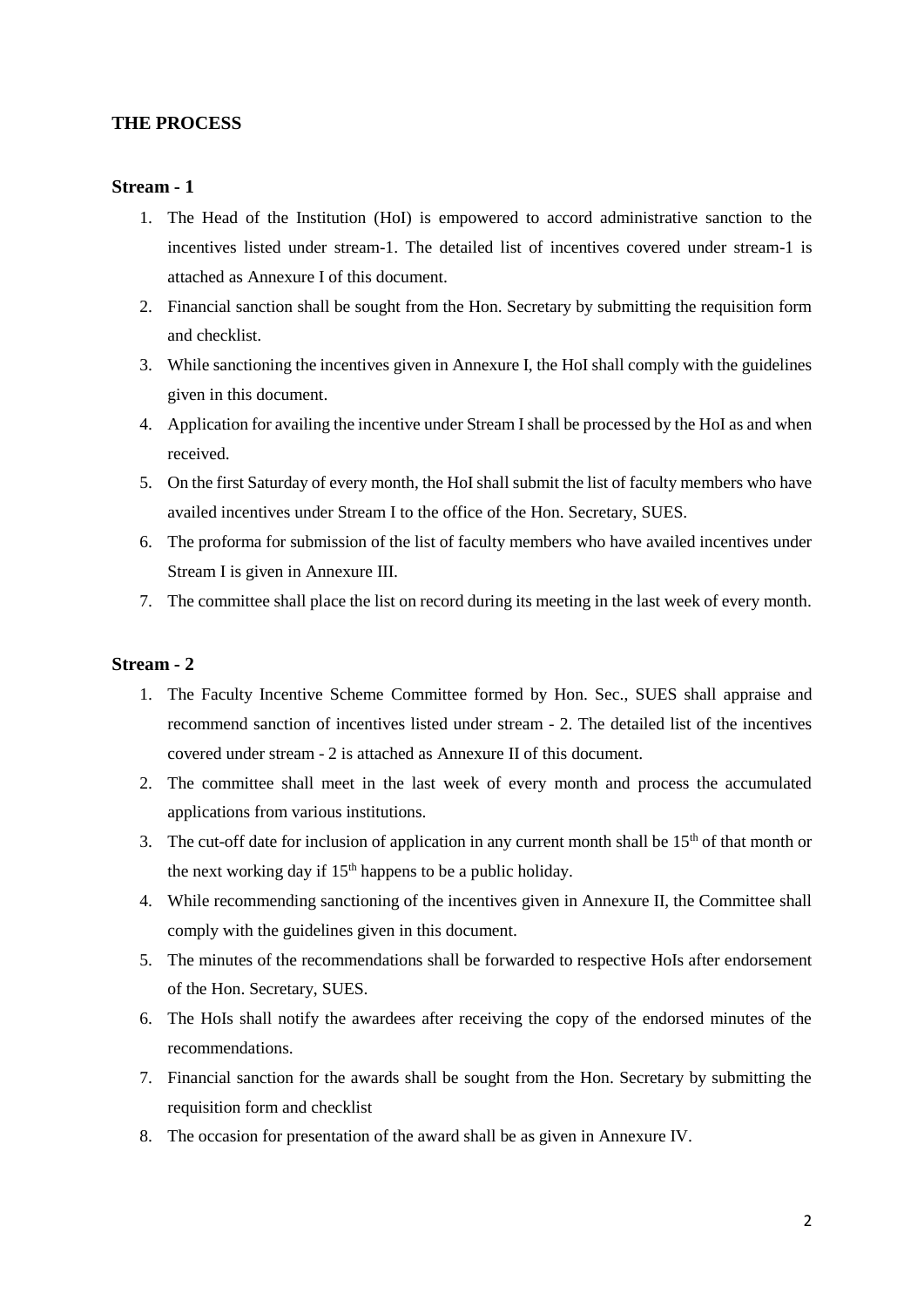## THE PROCESS

### Stream - 1

1. The Head of the Institution (HoI) is empowered to accord administrative sanction to the incentives listed under stream-1. The detailed list of incentives covered under stream-1 is attached as Annexure I of this document.
2. Financial sanction shall be sought from the Hon. Secretary by submitting the requisition form and checklist.
3. While sanctioning the incentives given in Annexure I, the HoI shall comply with the guidelines given in this document.
4. Application for availing the incentive under Stream I shall be processed by the HoI as and when received.
5. On the first Saturday of every month, the HoI shall submit the list of faculty members who have availed incentives under Stream I to the office of the Hon. Secretary, SUES.
6. The proforma for submission of the list of faculty members who have availed incentives under Stream I is given in Annexure III.
7. The committee shall place the list on record during its meeting in the last week of every month.

### Stream - 2

1. The Faculty Incentive Scheme Committee formed by Hon. Sec., SUES shall appraise and recommend sanction of incentives listed under stream - 2. The detailed list of the incentives covered under stream - 2 is attached as Annexure II of this document.
2. The committee shall meet in the last week of every month and process the accumulated applications from various institutions.
3. The cut-off date for inclusion of application in any current month shall be 15th of that month or the next working day if 15th happens to be a public holiday.
4. While recommending sanctioning of the incentives given in Annexure II, the Committee shall comply with the guidelines given in this document.
5. The minutes of the recommendations shall be forwarded to respective HoIs after endorsement of the Hon. Secretary, SUES.
6. The HoIs shall notify the awardees after receiving the copy of the endorsed minutes of the recommendations.
7. Financial sanction for the awards shall be sought from the Hon. Secretary by submitting the requisition form and checklist
8. The occasion for presentation of the award shall be as given in Annexure IV.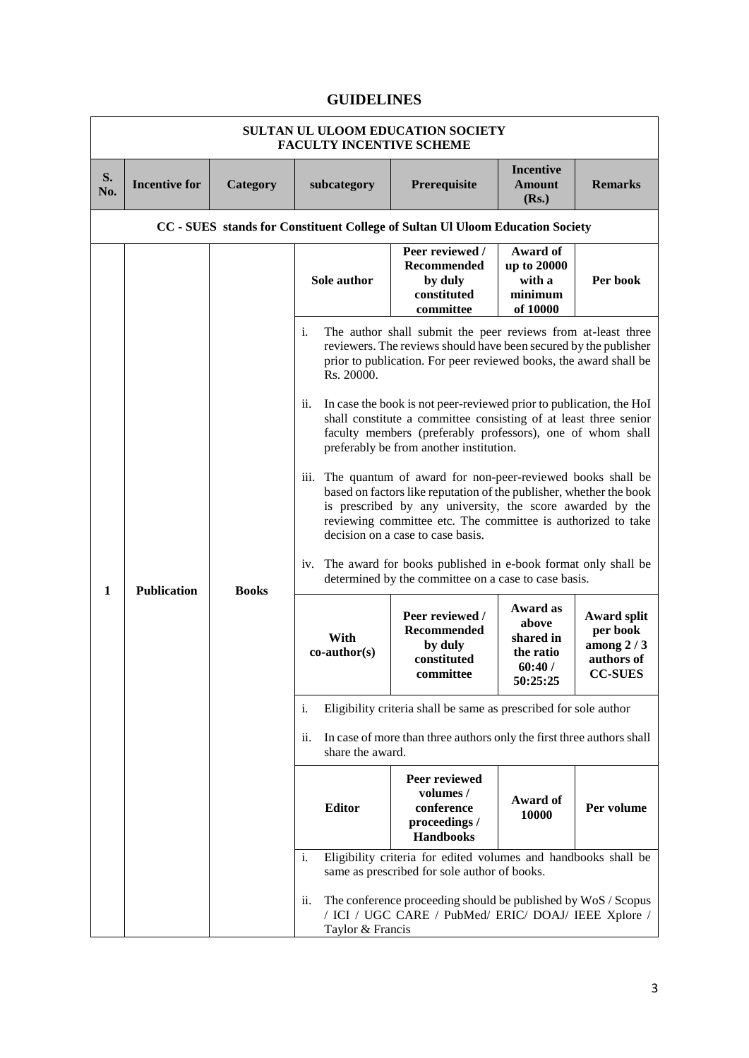## GUIDELINES

**SULTAN UL ULOOM EDUCATION SOCIETY**
**FACULTY INCENTIVE SCHEME**

| S. No. | Incentive for | Category | subcategory | Prerequisite | Incentive Amount (Rs.) | Remarks |
|---|---|---|---|---|---|---|
| **CC - SUES stands for Constituent College of Sultan Ul Uloom Education Society** | | | | | | |
| **1** | **Publication** | **Books** | **Sole author** | **Peer reviewed / Recommended by duly constituted committee** | **Award of up to 20000 with a minimum of 10000** | **Per book** |
| | | | i. The author shall submit the peer reviews from at-least three reviewers. The reviews should have been secured by the publisher prior to publication. For peer reviewed books, the award shall be Rs. 20000.<br>ii. In case the book is not peer-reviewed prior to publication, the HoI shall constitute a committee consisting of at least three senior faculty members (preferably professors), one of whom shall preferably be from another institution.<br>iii. The quantum of award for non-peer-reviewed books shall be based on factors like reputation of the publisher, whether the book is prescribed by any university, the score awarded by the reviewing committee etc. The committee is authorized to take decision on a case to case basis.<br>iv. The award for books published in e-book format only shall be determined by the committee on a case to case basis. | | | |
| | | | **With co-author(s)** | **Peer reviewed / Recommended by duly constituted committee** | **Award as above shared in the ratio 60:40 / 50:25:25** | **Award split per book among 2 / 3 authors of CC-SUES** |
| | | | i. Eligibility criteria shall be same as prescribed for sole author<br>ii. In case of more than three authors only the first three authors shall share the award. | | | |
| | | | **Editor** | **Peer reviewed volumes / conference proceedings / Handbooks** | **Award of 10000** | **Per volume** |
| | | | i. Eligibility criteria for edited volumes and handbooks shall be same as prescribed for sole author of books.<br>ii. The conference proceeding should be published by WoS / Scopus / ICI / UGC CARE / PubMed/ ERIC/ DOAJ/ IEEE Xplore / Taylor & Francis | | | |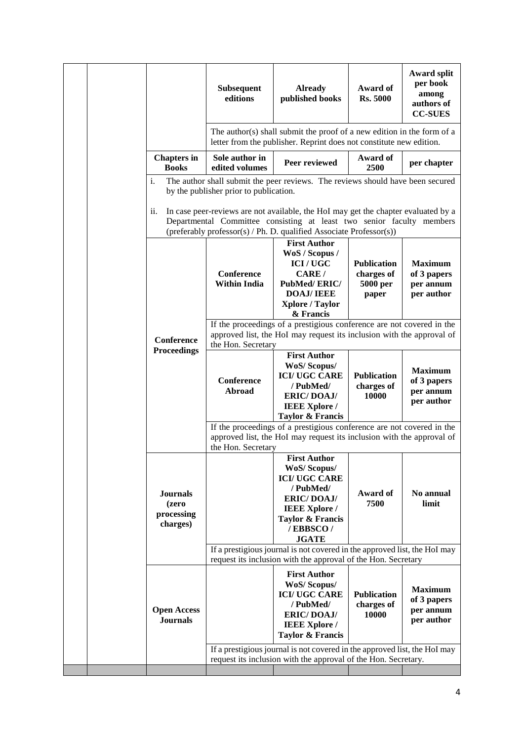| | | | | | | |
|---|---|---|---|---|---|---|
| | | | **Subsequent editions** | **Already published books** | **Award of Rs. 5000** | **Award split per book among authors of CC-SUES** |
| | | | The author(s) shall submit the proof of a new edition in the form of a letter from the publisher. Reprint does not constitute new edition. | | | |
| | | **Chapters in Books** | **Sole author in edited volumes** | **Peer reviewed** | **Award of 2500** | **per chapter** |
| | | i. The author shall submit the peer reviews. The reviews should have been secured by the publisher prior to publication.<br><br>ii. In case peer-reviews are not available, the HoI may get the chapter evaluated by a Departmental Committee consisting at least two senior faculty members (preferably professor(s) / Ph. D. qualified Associate Professor(s)) | | | | |
| | | **Conference Proceedings** | **Conference Within India** | **First Author WoS / Scopus / ICI / UGC CARE / PubMed/ ERIC/ DOAJ/ IEEE Xplore / Taylor & Francis** | **Publication charges of 5000 per paper** | **Maximum of 3 papers per annum per author** |
| | | | If the proceedings of a prestigious conference are not covered in the approved list, the HoI may request its inclusion with the approval of the Hon. Secretary | | | |
| | | | **Conference Abroad** | **First Author WoS/ Scopus/ ICI/ UGC CARE / PubMed/ ERIC/ DOAJ/ IEEE Xplore / Taylor & Francis** | **Publication charges of 10000** | **Maximum of 3 papers per annum per author** |
| | | | If the proceedings of a prestigious conference are not covered in the approved list, the HoI may request its inclusion with the approval of the Hon. Secretary | | | |
| | | **Journals (zero processing charges)** | | **First Author WoS/ Scopus/ ICI/ UGC CARE / PubMed/ ERIC/ DOAJ/ IEEE Xplore / Taylor & Francis / EBBSCO / JGATE** | **Award of 7500** | **No annual limit** |
| | | | If a prestigious journal is not covered in the approved list, the HoI may request its inclusion with the approval of the Hon. Secretary | | | |
| | | **Open Access Journals** | | **First Author WoS/ Scopus/ ICI/ UGC CARE / PubMed/ ERIC/ DOAJ/ IEEE Xplore / Taylor & Francis** | **Publication charges of 10000** | **Maximum of 3 papers per annum per author** |
| | | | If a prestigious journal is not covered in the approved list, the HoI may request its inclusion with the approval of the Hon. Secretary. | | | |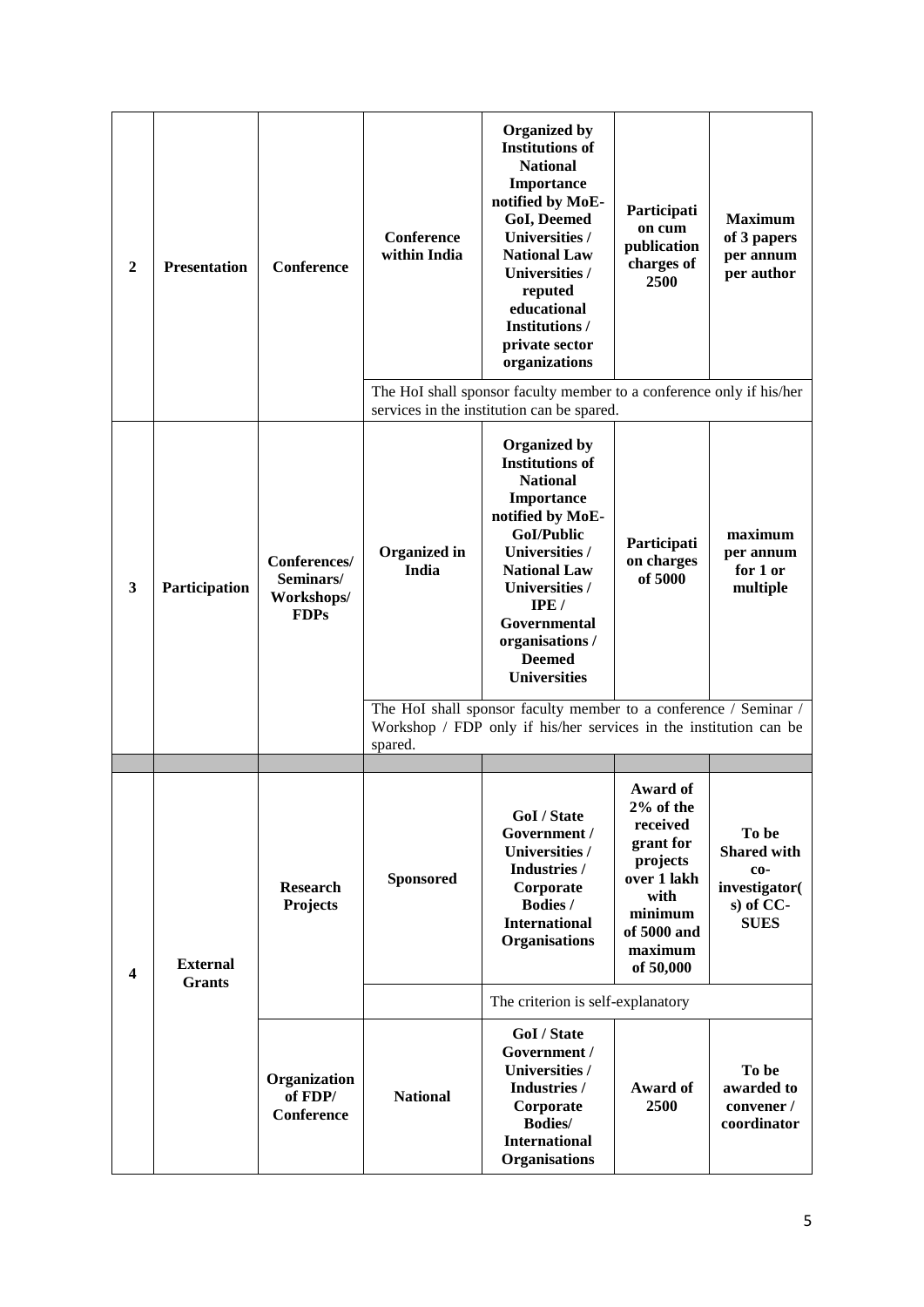| | | | | | | |
|---|---|---|---|---|---|---|
| **2** | **Presentation** | **Conference** | **Conference within India** | **Organized by Institutions of National Importance notified by MoE-GoI, Deemed Universities / National Law Universities / reputed educational Institutions / private sector organizations** | **Participation cum publication charges of 2500** | **Maximum of 3 papers per annum per author** |
| | | | The HoI shall sponsor faculty member to a conference only if his/her services in the institution can be spared. | | | |
| **3** | **Participation** | **Conferences/ Seminars/ Workshops/ FDPs** | **Organized in India** | **Organized by Institutions of National Importance notified by MoE-GoI/Public Universities / National Law Universities / IPE / Governmental organisations / Deemed Universities** | **Participation charges of 5000** | **maximum per annum for 1 or multiple** |
| | | | The HoI shall sponsor faculty member to a conference / Seminar / Workshop / FDP only if his/her services in the institution can be spared. | | | |
| | | | | | | |
| **4** | **External Grants** | **Research Projects** | **Sponsored** | **GoI / State Government / Universities / Industries / Corporate Bodies / International Organisations** | **Award of 2% of the received grant for projects over 1 lakh with minimum of 5000 and maximum of 50,000** | **To be Shared with co-investigator(s) of CC-SUES** |
| | | | | The criterion is self-explanatory | | |
| | | **Organization of FDP/ Conference** | **National** | **GoI / State Government / Universities / Industries / Corporate Bodies/ International Organisations** | **Award of 2500** | **To be awarded to convener / coordinator** |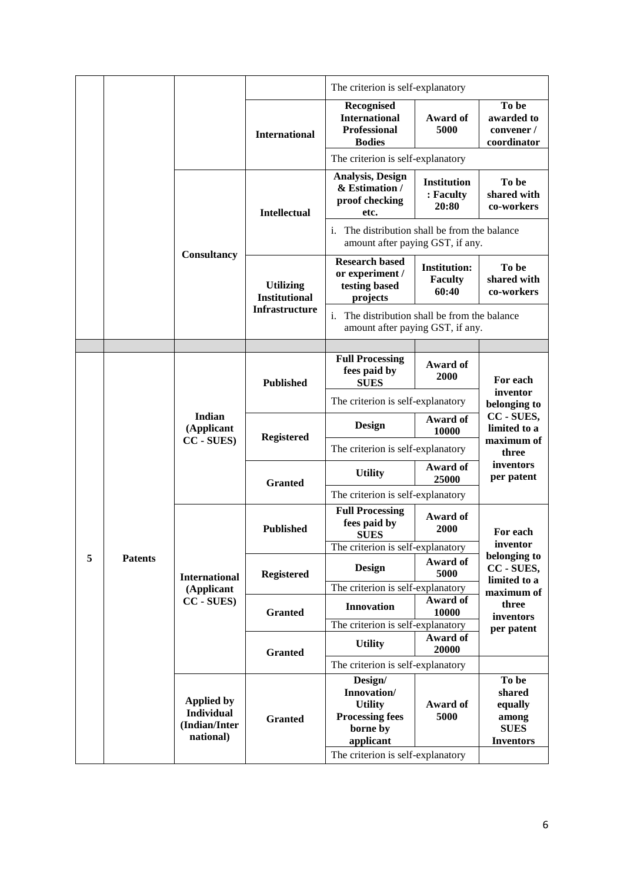| | | | | | | |
|---|---|---|---|---|---|---|
| | | | | The criterion is self-explanatory | | |
| | | | **International** | **Recognised International Professional Bodies** | **Award of 5000** | **To be awarded to convener / coordinator** |
| | | | | The criterion is self-explanatory | | |
| | | **Consultancy** | **Intellectual** | **Analysis, Design & Estimation / proof checking etc.** | **Institution : Faculty 20:80** | **To be shared with co-workers** |
| | | | | i. The distribution shall be from the balance amount after paying GST, if any. | | |
| | | | **Utilizing Institutional Infrastructure** | **Research based or experiment / testing based projects** | **Institution: Faculty 60:40** | **To be shared with co-workers** |
| | | | | i. The distribution shall be from the balance amount after paying GST, if any. | | |
| | | | | | | |
| **5** | **Patents** | **Indian (Applicant CC - SUES)** | **Published** | **Full Processing fees paid by SUES** | **Award of 2000** | **For each inventor belonging to CC - SUES, limited to a maximum of three inventors per patent** |
| | | | | The criterion is self-explanatory | | |
| | | | **Registered** | **Design** | **Award of 10000** | |
| | | | | The criterion is self-explanatory | | |
| | | | **Granted** | **Utility** | **Award of 25000** | |
| | | | | The criterion is self-explanatory | | |
| | | **International (Applicant CC - SUES)** | **Published** | **Full Processing fees paid by SUES** | **Award of 2000** | **For each inventor belonging to CC - SUES, limited to a maximum of three inventors per patent** |
| | | | | The criterion is self-explanatory | | |
| | | | **Registered** | **Design** | **Award of 5000** | |
| | | | | The criterion is self-explanatory | | |
| | | | **Granted** | **Innovation** | **Award of 10000** | |
| | | | | The criterion is self-explanatory | | |
| | | | **Granted** | **Utility** | **Award of 20000** | |
| | | | | The criterion is self-explanatory | | |
| | | **Applied by Individual (Indian/International)** | **Granted** | **Design/ Innovation/ Utility Processing fees borne by applicant** | **Award of 5000** | **To be shared equally among SUES Inventors** |
| | | | | The criterion is self-explanatory | | |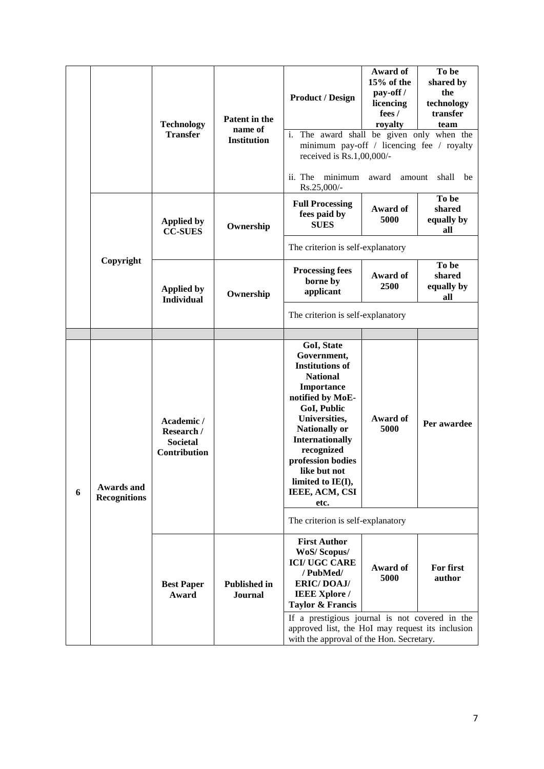|  |  |  |  |  |  |  |
|---|---|---|---|---|---|---|
|  |  | **Technology Transfer** | **Patent in the name of Institution** | **Product / Design** | **Award of 15% of the pay-off / licencing fees / royalty** | **To be shared by the technology transfer team** |
|  |  |  |  | i. The award shall be given only when the minimum pay-off / licencing fee / royalty received is Rs.1,00,000/- <br> ii. The minimum award amount shall be Rs.25,000/- | | |
|  | **Copyright** | **Applied by CC-SUES** | **Ownership** | **Full Processing fees paid by SUES** | **Award of 5000** | **To be shared equally by all** |
|  |  |  |  | The criterion is self-explanatory | | |
|  |  | **Applied by Individual** | **Ownership** | **Processing fees borne by applicant** | **Award of 2500** | **To be shared equally by all** |
|  |  |  |  | The criterion is self-explanatory | | |
|  |  |  |  |  |  |  |
| **6** | **Awards and Recognitions** | **Academic / Research / Societal Contribution** |  | **GoI, State Government, Institutions of National Importance notified by MoE-GoI, Public Universities, Nationally or Internationally recognized profession bodies like but not limited to IE(I), IEEE, ACM, CSI etc.** | **Award of 5000** | **Per awardee** |
|  |  |  |  | The criterion is self-explanatory | | |
|  |  | **Best Paper Award** | **Published in Journal** | **First Author WoS/ Scopus/ ICI/ UGC CARE / PubMed/ ERIC/ DOAJ/ IEEE Xplore / Taylor & Francis** | **Award of 5000** | **For first author** |
|  |  |  |  | If a prestigious journal is not covered in the approved list, the HoI may request its inclusion with the approval of the Hon. Secretary. | | |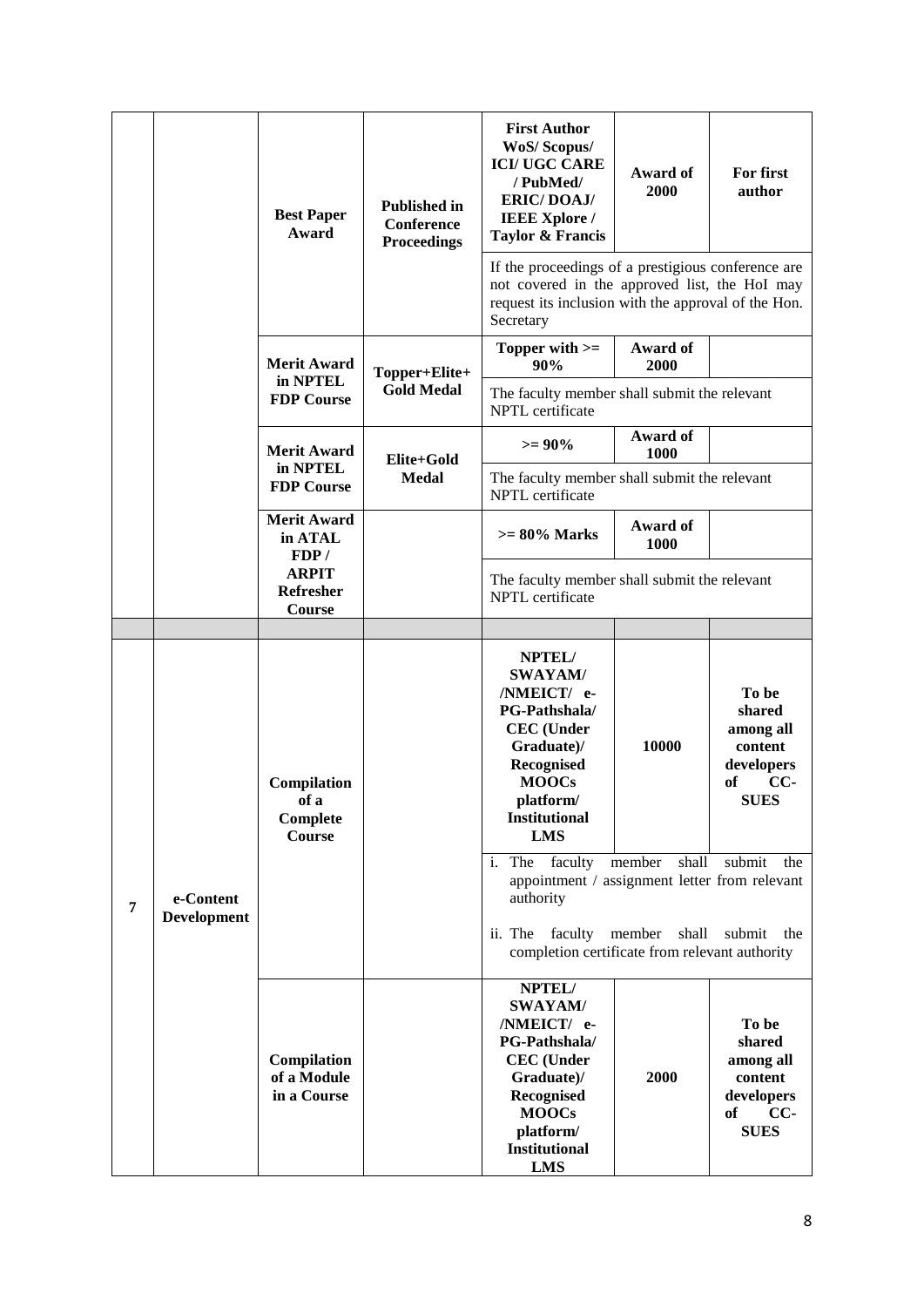| | | | | | | |
|---|---|---|---|---|---|---|
| | | **Best Paper Award** | **Published in Conference Proceedings** | **First Author WoS/ Scopus/ ICI/ UGC CARE / PubMed/ ERIC/ DOAJ/ IEEE Xplore / Taylor & Francis** | **Award of 2000** | **For first author** |
| | | | | If the proceedings of a prestigious conference are not covered in the approved list, the HoI may request its inclusion with the approval of the Hon. Secretary | | |
| | | **Merit Award in NPTEL FDP Course** | **Topper+Elite+ Gold Medal** | **Topper with >= 90%** | **Award of 2000** | |
| | | | | The faculty member shall submit the relevant NPTL certificate | | |
| | | **Merit Award in NPTEL FDP Course** | **Elite+Gold Medal** | **>= 90%** | **Award of 1000** | |
| | | | | The faculty member shall submit the relevant NPTL certificate | | |
| | | **Merit Award in ATAL FDP / ARPIT Refresher Course** | | **>= 80% Marks** | **Award of 1000** | |
| | | | | The faculty member shall submit the relevant NPTL certificate | | |
| | | | | | | |
| **7** | **e-Content Development** | **Compilation of a Complete Course** | | **NPTEL/ SWAYAM/ /NMEICT/ e-PG-Pathshala/ CEC (Under Graduate)/ Recognised MOOCs platform/ Institutional LMS** | **10000** | **To be shared among all content developers of CC-SUES** |
| | | | | i. The faculty member shall submit the appointment / assignment letter from relevant authority<br>ii. The faculty member shall submit the completion certificate from relevant authority | | |
| | | **Compilation of a Module in a Course** | | **NPTEL/ SWAYAM/ /NMEICT/ e-PG-Pathshala/ CEC (Under Graduate)/ Recognised MOOCs platform/ Institutional LMS** | **2000** | **To be shared among all content developers of CC-SUES** |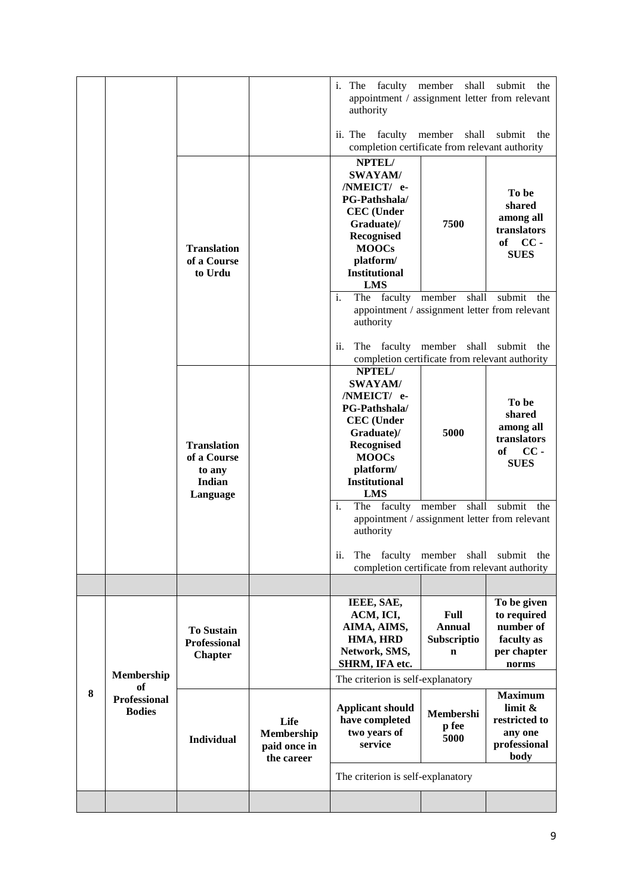| | | | | | | |
|---|---|---|---|---|---|---|
| | | | | i. The faculty member shall submit the appointment / assignment letter from relevant authority<br><br>ii. The faculty member shall submit the completion certificate from relevant authority | | |
| | | **Translation of a Course to Urdu** | | **NPTEL/ SWAYAM/ /NMEICT/ e-PG-Pathshala/ CEC (Under Graduate)/ Recognised MOOCs platform/ Institutional LMS** | **7500** | **To be shared among all translators of CC - SUES** |
| | | | | i. The faculty member shall submit the appointment / assignment letter from relevant authority<br><br>ii. The faculty member shall submit the completion certificate from relevant authority | | |
| | | **Translation of a Course to any Indian Language** | | **NPTEL/ SWAYAM/ /NMEICT/ e-PG-Pathshala/ CEC (Under Graduate)/ Recognised MOOCs platform/ Institutional LMS** | **5000** | **To be shared among all translators of CC - SUES** |
| | | | | i. The faculty member shall submit the appointment / assignment letter from relevant authority<br><br>ii. The faculty member shall submit the completion certificate from relevant authority | | |
| | | | | | | |
| **8** | **Membership of Professional Bodies** | **To Sustain Professional Chapter** | | **IEEE, SAE, ACM, ICI, AIMA, AIMS, HMA, HRD Network, SMS, SHRM, IFA etc.** | **Full Annual Subscription** | **To be given to required number of faculty as per chapter norms** |
| | | | | The criterion is self-explanatory | | |
| | | **Individual** | **Life Membership paid once in the career** | **Applicant should have completed two years of service** | **Membership fee 5000** | **Maximum limit & restricted to any one professional body** |
| | | | | The criterion is self-explanatory | | |
| | | | | | | |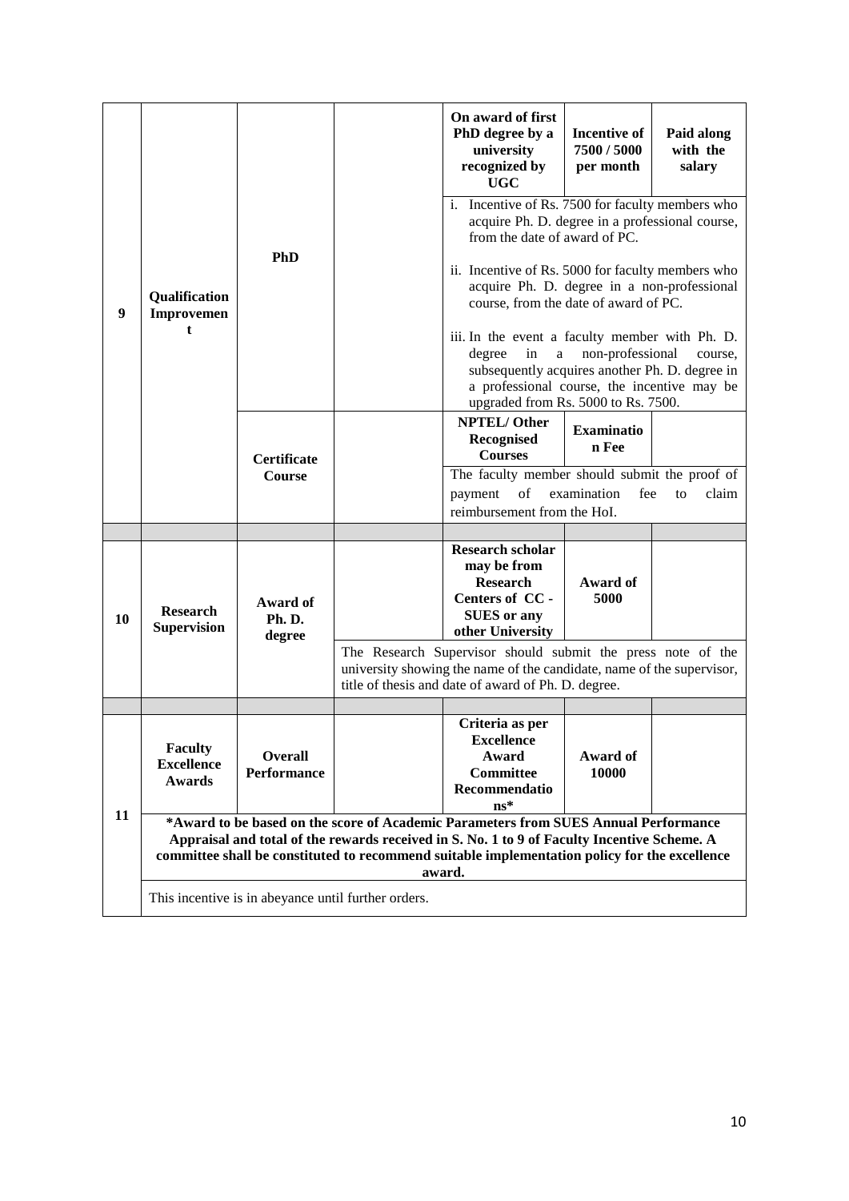| | | | | | | |
|---|---|---|---|---|---|---|
| 9 | **Qualification Improvement** | **PhD** | | **On award of first PhD degree by a university recognized by UGC** | **Incentive of 7500 / 5000 per month** | **Paid along with the salary** |
| | | | | i. Incentive of Rs. 7500 for faculty members who acquire Ph. D. degree in a professional course, from the date of award of PC.<br><br>ii. Incentive of Rs. 5000 for faculty members who acquire Ph. D. degree in a non-professional course, from the date of award of PC.<br><br>iii. In the event a faculty member with Ph. D. degree in a non-professional course, subsequently acquires another Ph. D. degree in a professional course, the incentive may be upgraded from Rs. 5000 to Rs. 7500. | | |
| | | **Certificate Course** | | **NPTEL/ Other Recognised Courses** | **Examination Fee** | |
| | | | | The faculty member should submit the proof of payment of examination fee to claim reimbursement from the HoI. | | |
| | | | | | | |
| 10 | **Research Supervision** | **Award of Ph. D. degree** | | **Research scholar may be from Research Centers of CC - SUES or any other University** | **Award of 5000** | |
| | | | The Research Supervisor should submit the press note of the university showing the name of the candidate, name of the supervisor, title of thesis and date of award of Ph. D. degree. | | | |
| | | | | | | |
| 11 | **Faculty Excellence Awards** | **Overall Performance** | | **Criteria as per Excellence Award Committee Recommendations*** | **Award of 10000** | |
| | **\*Award to be based on the score of Academic Parameters from SUES Annual Performance Appraisal and total of the rewards received in S. No. 1 to 9 of Faculty Incentive Scheme. A committee shall be constituted to recommend suitable implementation policy for the excellence award.** | | | | | |
| | This incentive is in abeyance until further orders. | | | | | |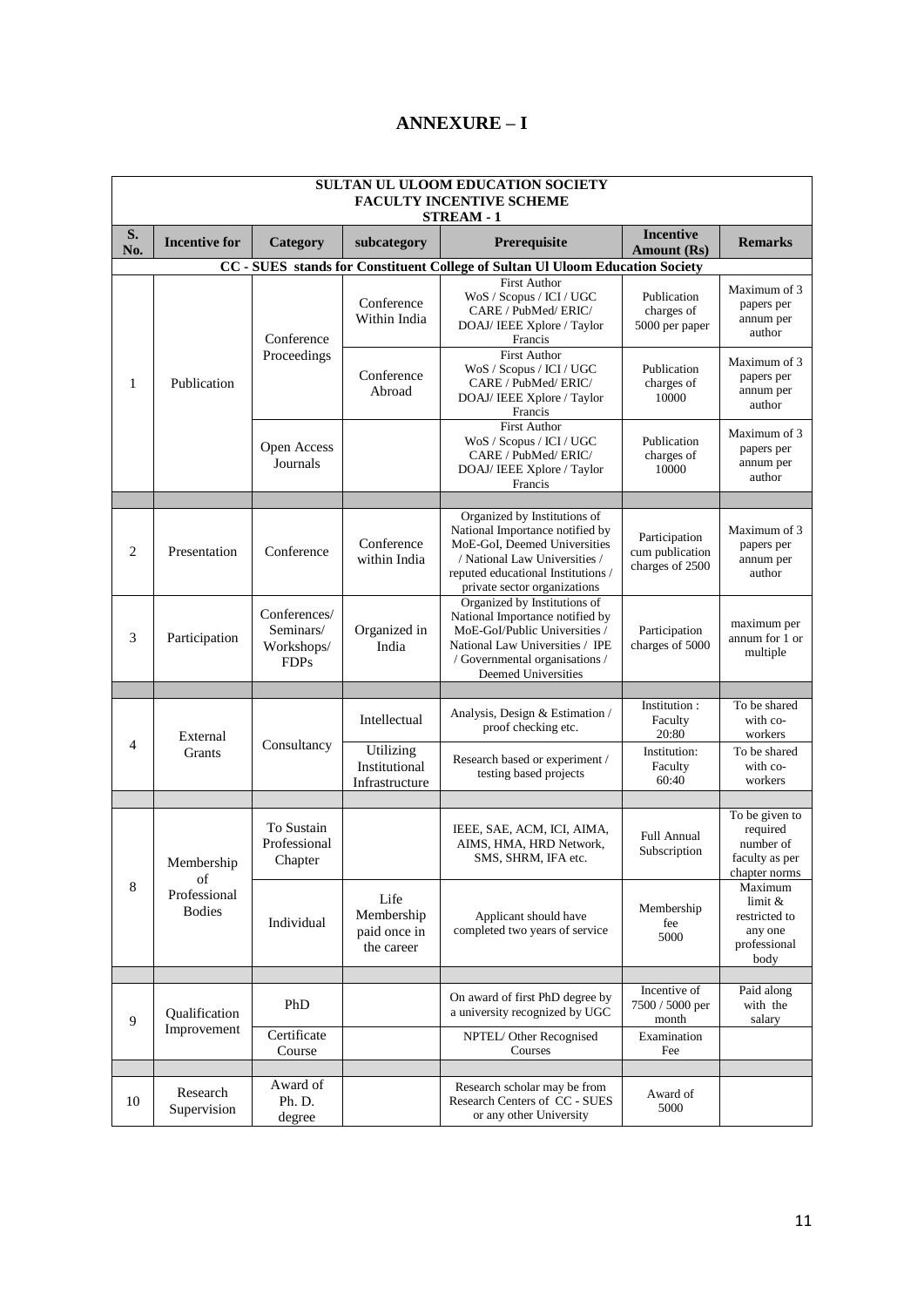# ANNEXURE – I

**SULTAN UL ULOOM EDUCATION SOCIETY**
**FACULTY INCENTIVE SCHEME**
**STREAM - 1**

| S. No. | Incentive for | Category | subcategory | Prerequisite | Incentive Amount (Rs) | Remarks |
|---|---|---|---|---|---|---|
| **CC - SUES stands for Constituent College of Sultan Ul Uloom Education Society** | | | | | | |
| 1 | Publication | Conference Proceedings | Conference Within India | First Author WoS / Scopus / ICI / UGC CARE / PubMed/ ERIC/ DOAJ/ IEEE Xplore / Taylor Francis | Publication charges of 5000 per paper | Maximum of 3 papers per annum per author |
| | | | Conference Abroad | First Author WoS / Scopus / ICI / UGC CARE / PubMed/ ERIC/ DOAJ/ IEEE Xplore / Taylor Francis | Publication charges of 10000 | Maximum of 3 papers per annum per author |
| | | Open Access Journals | | First Author WoS / Scopus / ICI / UGC CARE / PubMed/ ERIC/ DOAJ/ IEEE Xplore / Taylor Francis | Publication charges of 10000 | Maximum of 3 papers per annum per author |
| | | | | | | |
| 2 | Presentation | Conference | Conference within India | Organized by Institutions of National Importance notified by MoE-GoI, Deemed Universities / National Law Universities / reputed educational Institutions / private sector organizations | Participation cum publication charges of 2500 | Maximum of 3 papers per annum per author |
| 3 | Participation | Conferences/ Seminars/ Workshops/ FDPs | Organized in India | Organized by Institutions of National Importance notified by MoE-GoI/Public Universities / National Law Universities / IPE / Governmental organisations / Deemed Universities | Participation charges of 5000 | maximum per annum for 1 or multiple |
| | | | | | | |
| 4 | External Grants | Consultancy | Intellectual | Analysis, Design & Estimation / proof checking etc. | Institution : Faculty 20:80 | To be shared with co-workers |
| | | | Utilizing Institutional Infrastructure | Research based or experiment / testing based projects | Institution: Faculty 60:40 | To be shared with co-workers |
| | | | | | | |
| 8 | Membership of Professional Bodies | To Sustain Professional Chapter | | IEEE, SAE, ACM, ICI, AIMA, AIMS, HMA, HRD Network, SMS, SHRM, IFA etc. | Full Annual Subscription | To be given to required number of faculty as per chapter norms |
| | | Individual | Life Membership paid once in the career | Applicant should have completed two years of service | Membership fee 5000 | Maximum limit & restricted to any one professional body |
| | | | | | | |
| 9 | Qualification Improvement | PhD | | On award of first PhD degree by a university recognized by UGC | Incentive of 7500 / 5000 per month | Paid along with the salary |
| | | Certificate Course | | NPTEL/ Other Recognised Courses | Examination Fee | |
| | | | | | | |
| 10 | Research Supervision | Award of Ph. D. degree | | Research scholar may be from Research Centers of CC - SUES or any other University | Award of 5000 | |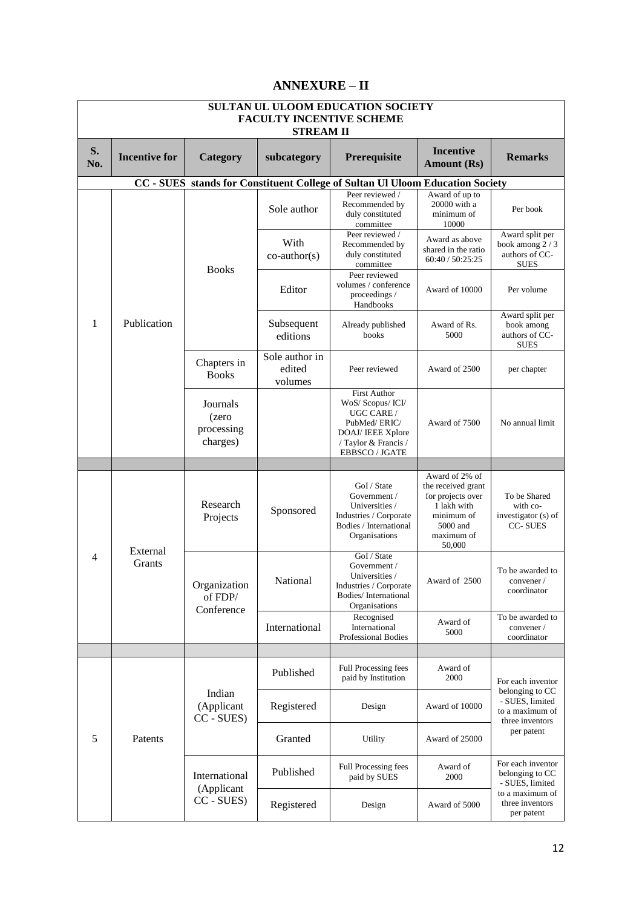# ANNEXURE – II

| SULTAN UL ULOOM EDUCATION SOCIETY FACULTY INCENTIVE SCHEME STREAM II | | | | | | |
|---|---|---|---|---|---|---|
| **S. No.** | **Incentive for** | **Category** | **subcategory** | **Prerequisite** | **Incentive Amount (Rs)** | **Remarks** |
| **CC - SUES stands for Constituent College of Sultan Ul Uloom Education Society** | | | | | | |
| 1 | Publication | Books | Sole author | Peer reviewed / Recommended by duly constituted committee | Award of up to 20000 with a minimum of 10000 | Per book |
| | | | With co-author(s) | Peer reviewed / Recommended by duly constituted committee | Award as above shared in the ratio 60:40 / 50:25:25 | Award split per book among 2 / 3 authors of CC-SUES |
| | | | Editor | Peer reviewed volumes / conference proceedings / Handbooks | Award of 10000 | Per volume |
| | | | Subsequent editions | Already published books | Award of Rs. 5000 | Award split per book among authors of CC-SUES |
| | | Chapters in Books | Sole author in edited volumes | Peer reviewed | Award of 2500 | per chapter |
| | | Journals (zero processing charges) | | First Author WoS/ Scopus/ ICI/ UGC CARE / PubMed/ ERIC/ DOAJ/ IEEE Xplore / Taylor & Francis / EBBSCO / JGATE | Award of 7500 | No annual limit |
| | | | | | | |
| 4 | External Grants | Research Projects | Sponsored | GoI / State Government / Universities / Industries / Corporate Bodies / International Organisations | Award of 2% of the received grant for projects over 1 lakh with minimum of 5000 and maximum of 50,000 | To be Shared with co-investigator (s) of CC- SUES |
| | | Organization of FDP/ Conference | National | GoI / State Government / Universities / Industries / Corporate Bodies/ International Organisations | Award of 2500 | To be awarded to convener / coordinator |
| | | | International | Recognised International Professional Bodies | Award of 5000 | To be awarded to convener / coordinator |
| | | | | | | |
| 5 | Patents | Indian (Applicant CC - SUES) | Published | Full Processing fees paid by Institution | Award of 2000 | For each inventor belonging to CC - SUES, limited to a maximum of three inventors per patent |
| | | | Registered | Design | Award of 10000 | |
| | | | Granted | Utility | Award of 25000 | |
| | | International (Applicant CC - SUES) | Published | Full Processing fees paid by SUES | Award of 2000 | For each inventor belonging to CC - SUES, limited to a maximum of three inventors per patent |
| | | | Registered | Design | Award of 5000 | |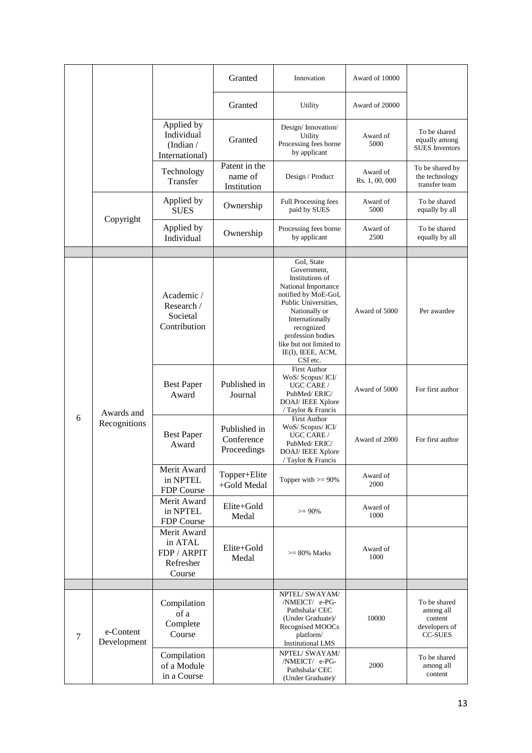|  |  |  | Granted | Innovation | Award of 10000 |  |
|---|---|---|---|---|---|---|
|  |  |  | Granted | Utility | Award of 20000 |  |
|  |  | Applied by Individual (Indian / International) | Granted | Design/ Innovation/ Utility Processing fees borne by applicant | Award of 5000 | To be shared equally among SUES Inventors |
|  |  | Technology Transfer | Patent in the name of Institution | Design / Product | Award of Rs. 1, 00, 000 | To be shared by the technology transfer team |
|  | Copyright | Applied by SUES | Ownership | Full Processing fees paid by SUES | Award of 5000 | To be shared equally by all |
|  |  | Applied by Individual | Ownership | Processing fees borne by applicant | Award of 2500 | To be shared equally by all |
|  |  |  |  |  |  |  |
| 6 | Awards and Recognitions | Academic / Research / Societal Contribution |  | GoI, State Government, Institutions of National Importance notified by MoE-GoI, Public Universities, Nationally or Internationally recognized profession bodies like but not limited to IE(I), IEEE, ACM, CSI etc. | Award of 5000 | Per awardee |
|  |  | Best Paper Award | Published in Journal | First Author WoS/ Scopus/ ICI/ UGC CARE / PubMed/ ERIC/ DOAJ/ IEEE Xplore / Taylor & Francis | Award of 5000 | For first author |
|  |  | Best Paper Award | Published in Conference Proceedings | First Author WoS/ Scopus/ ICI/ UGC CARE / PubMed/ ERIC/ DOAJ/ IEEE Xplore / Taylor & Francis | Award of 2000 | For first author |
|  |  | Merit Award in NPTEL FDP Course | Topper+Elite +Gold Medal | Topper with >= 90% | Award of 2000 |  |
|  |  | Merit Award in NPTEL FDP Course | Elite+Gold Medal | >= 90% | Award of 1000 |  |
|  |  | Merit Award in ATAL FDP / ARPIT Refresher Course | Elite+Gold Medal | >= 80% Marks | Award of 1000 |  |
|  |  |  |  |  |  |  |
| 7 | e-Content Development | Compilation of a Complete Course |  | NPTEL/ SWAYAM/ /NMEICT/ e-PG-Pathshala/ CEC (Under Graduate)/ Recognised MOOCs platform/ Institutional LMS | 10000 | To be shared among all content developers of CC-SUES |
|  |  | Compilation of a Module in a Course |  | NPTEL/ SWAYAM/ /NMEICT/ e-PG-Pathshala/ CEC (Under Graduate)/ | 2000 | To be shared among all content |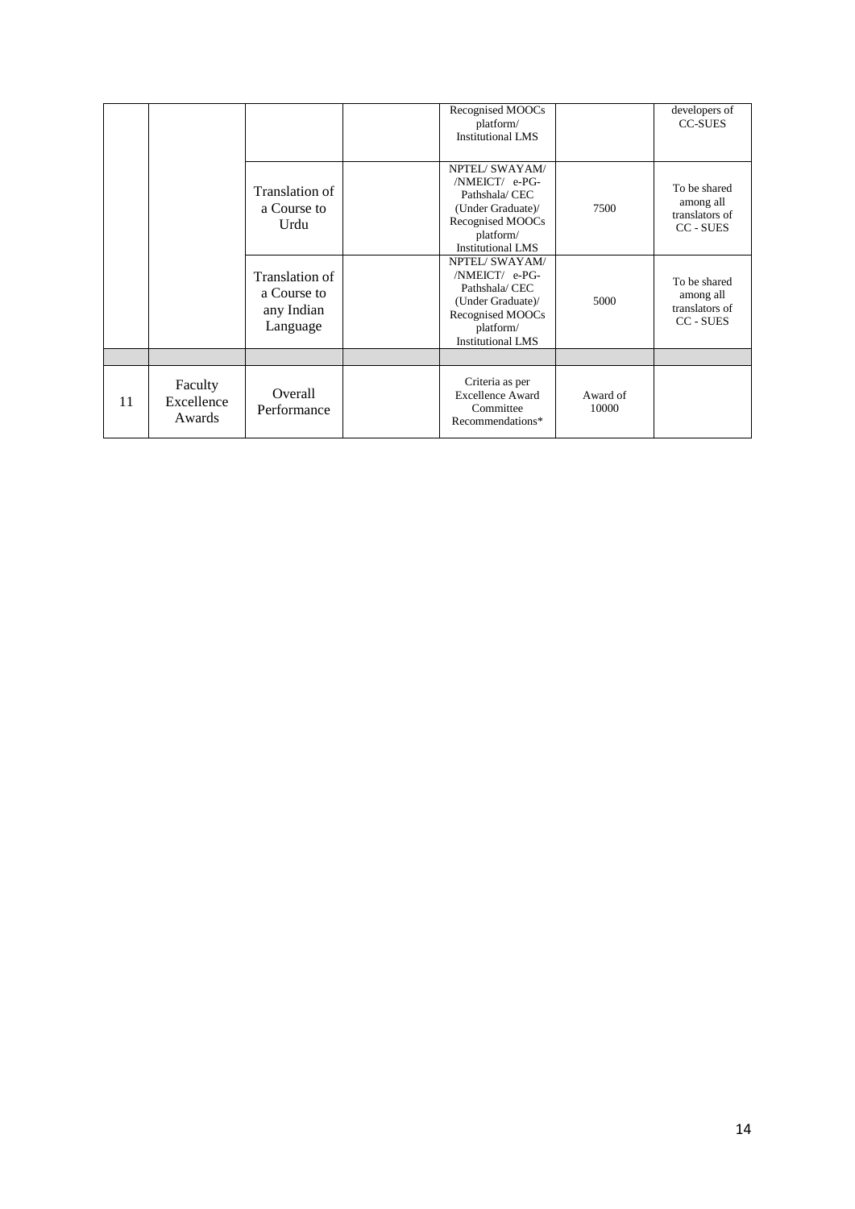| | | | | | | |
|---|---|---|---|---|---|---|
| | | | | Recognised MOOCs platform/ Institutional LMS | | developers of CC-SUES |
| | | Translation of a Course to Urdu | | NPTEL/ SWAYAM/ /NMEICT/ e-PG-Pathshala/ CEC (Under Graduate)/ Recognised MOOCs platform/ Institutional LMS | 7500 | To be shared among all translators of CC - SUES |
| | | Translation of a Course to any Indian Language | | NPTEL/ SWAYAM/ /NMEICT/ e-PG-Pathshala/ CEC (Under Graduate)/ Recognised MOOCs platform/ Institutional LMS | 5000 | To be shared among all translators of CC - SUES |
| | | | | | | |
| 11 | Faculty Excellence Awards | Overall Performance | | Criteria as per Excellence Award Committee Recommendations* | Award of 10000 | |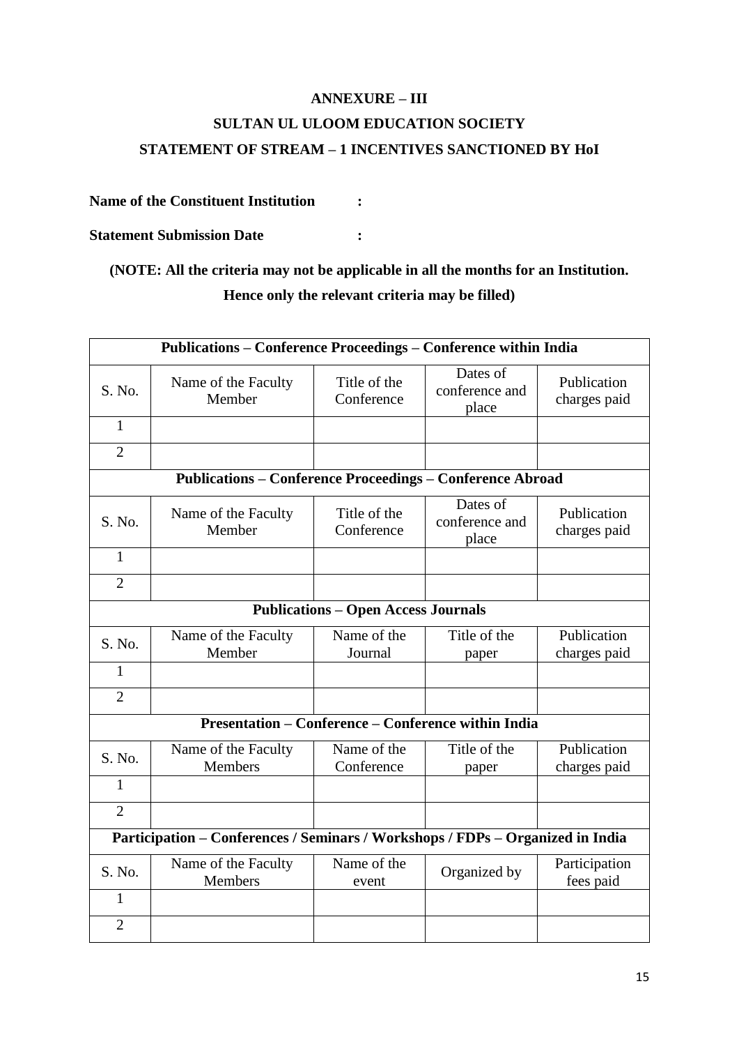**ANNEXURE – III**

**SULTAN UL ULOOM EDUCATION SOCIETY**

**STATEMENT OF STREAM – 1 INCENTIVES SANCTIONED BY HoI**

**Name of the Constituent Institution :**

**Statement Submission Date :**

**(NOTE: All the criteria may not be applicable in all the months for an Institution. Hence only the relevant criteria may be filled)**

| **Publications – Conference Proceedings – Conference within India** | | | | |
|---|---|---|---|---|
| S. No. | Name of the Faculty Member | Title of the Conference | Dates of conference and place | Publication charges paid |
| 1 | | | | |
| 2 | | | | |
| **Publications – Conference Proceedings – Conference Abroad** | | | | |
| S. No. | Name of the Faculty Member | Title of the Conference | Dates of conference and place | Publication charges paid |
| 1 | | | | |
| 2 | | | | |
| **Publications – Open Access Journals** | | | | |
| S. No. | Name of the Faculty Member | Name of the Journal | Title of the paper | Publication charges paid |
| 1 | | | | |
| 2 | | | | |
| **Presentation – Conference – Conference within India** | | | | |
| S. No. | Name of the Faculty Members | Name of the Conference | Title of the paper | Publication charges paid |
| 1 | | | | |
| 2 | | | | |
| **Participation – Conferences / Seminars / Workshops / FDPs – Organized in India** | | | | |
| S. No. | Name of the Faculty Members | Name of the event | Organized by | Participation fees paid |
| 1 | | | | |
| 2 | | | | |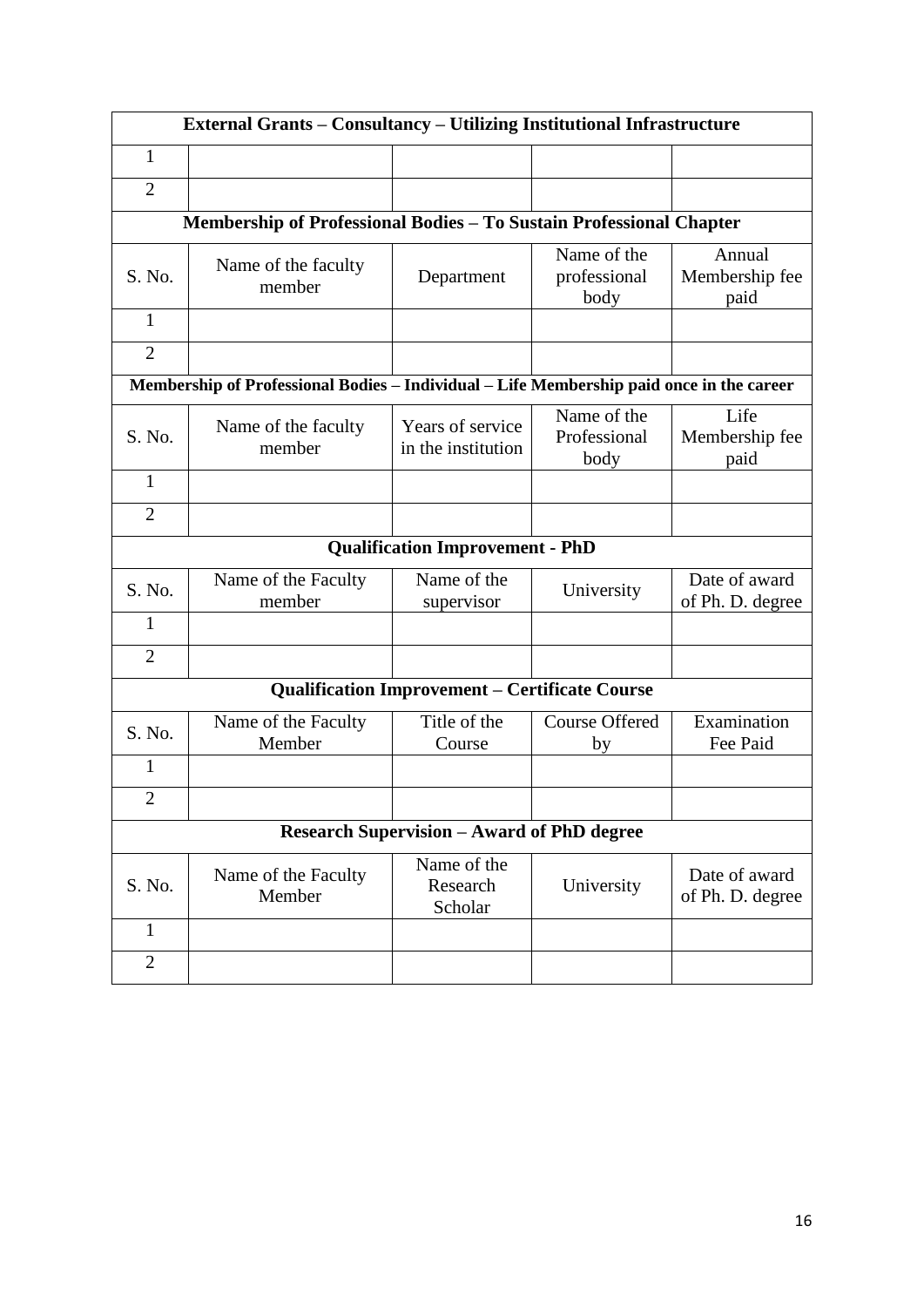| External Grants – Consultancy – Utilizing Institutional Infrastructure | | | | |
|---|---|---|---|---|
| 1 | | | | |
| 2 | | | | |

**Membership of Professional Bodies – To Sustain Professional Chapter**

| S. No. | Name of the faculty member | Department | Name of the professional body | Annual Membership fee paid |
|---|---|---|---|---|
| 1 | | | | |
| 2 | | | | |

**Membership of Professional Bodies – Individual – Life Membership paid once in the career**

| S. No. | Name of the faculty member | Years of service in the institution | Name of the Professional body | Life Membership fee paid |
|---|---|---|---|---|
| 1 | | | | |
| 2 | | | | |

**Qualification Improvement - PhD**

| S. No. | Name of the Faculty member | Name of the supervisor | University | Date of award of Ph. D. degree |
|---|---|---|---|---|
| 1 | | | | |
| 2 | | | | |

**Qualification Improvement – Certificate Course**

| S. No. | Name of the Faculty Member | Title of the Course | Course Offered by | Examination Fee Paid |
|---|---|---|---|---|
| 1 | | | | |
| 2 | | | | |

**Research Supervision – Award of PhD degree**

| S. No. | Name of the Faculty Member | Name of the Research Scholar | University | Date of award of Ph. D. degree |
|---|---|---|---|---|
| 1 | | | | |
| 2 | | | | |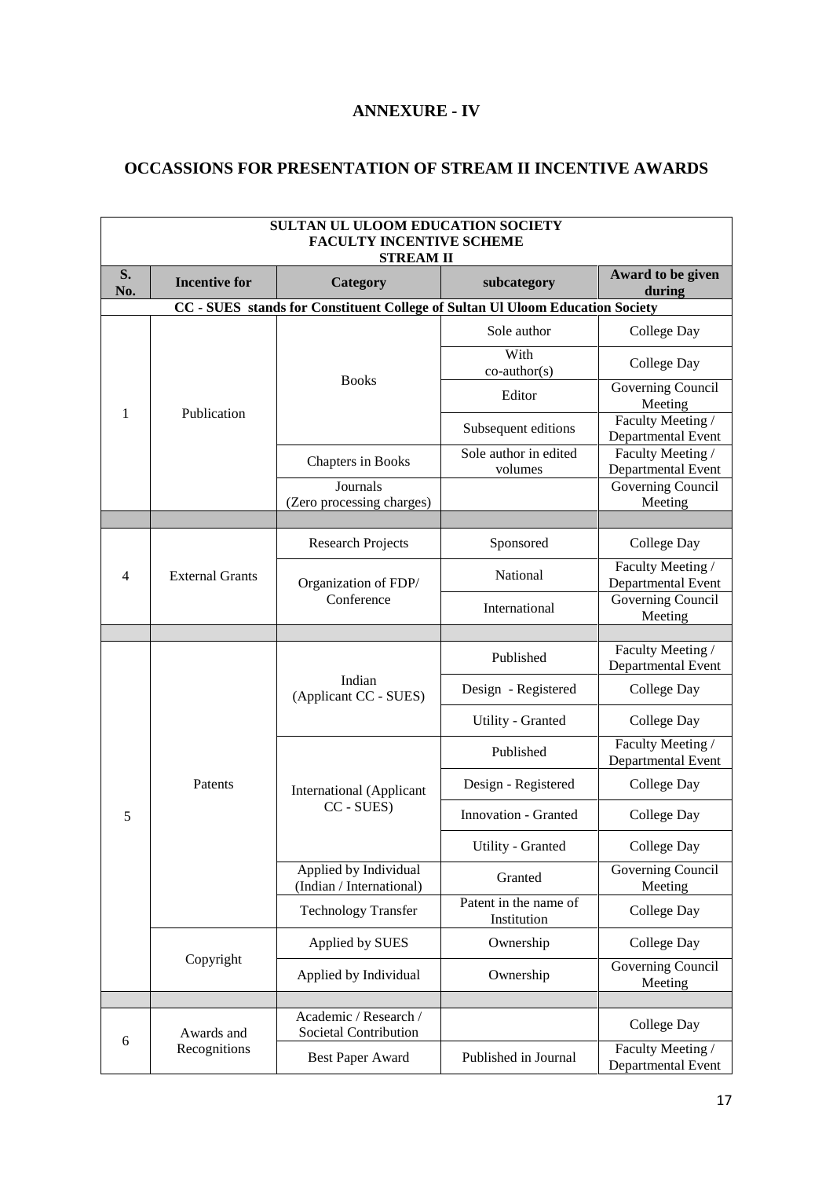# ANNEXURE - IV

## OCCASSIONS FOR PRESENTATION OF STREAM II INCENTIVE AWARDS

| SULTAN UL ULOOM EDUCATION SOCIETY<br>FACULTY INCENTIVE SCHEME<br>STREAM II | | | | |
|---|---|---|---|---|
| **S. No.** | **Incentive for** | **Category** | **subcategory** | **Award to be given during** |
| **CC - SUES stands for Constituent College of Sultan Ul Uloom Education Society** | | | | |
| 1 | Publication | Books | Sole author | College Day |
| | | | With co-author(s) | College Day |
| | | | Editor | Governing Council Meeting |
| | | | Subsequent editions | Faculty Meeting / Departmental Event |
| | | Chapters in Books | Sole author in edited volumes | Faculty Meeting / Departmental Event |
| | | Journals (Zero processing charges) | | Governing Council Meeting |
| | | | | |
| 4 | External Grants | Research Projects | Sponsored | College Day |
| | | Organization of FDP/ Conference | National | Faculty Meeting / Departmental Event |
| | | | International | Governing Council Meeting |
| | | | | |
| 5 | Patents | Indian (Applicant CC - SUES) | Published | Faculty Meeting / Departmental Event |
| | | | Design - Registered | College Day |
| | | | Utility - Granted | College Day |
| | | International (Applicant CC - SUES) | Published | Faculty Meeting / Departmental Event |
| | | | Design - Registered | College Day |
| | | | Innovation - Granted | College Day |
| | | | Utility - Granted | College Day |
| | | Applied by Individual (Indian / International) | Granted | Governing Council Meeting |
| | | Technology Transfer | Patent in the name of Institution | College Day |
| | Copyright | Applied by SUES | Ownership | College Day |
| | | Applied by Individual | Ownership | Governing Council Meeting |
| | | | | |
| 6 | Awards and Recognitions | Academic / Research / Societal Contribution | | College Day |
| | | Best Paper Award | Published in Journal | Faculty Meeting / Departmental Event |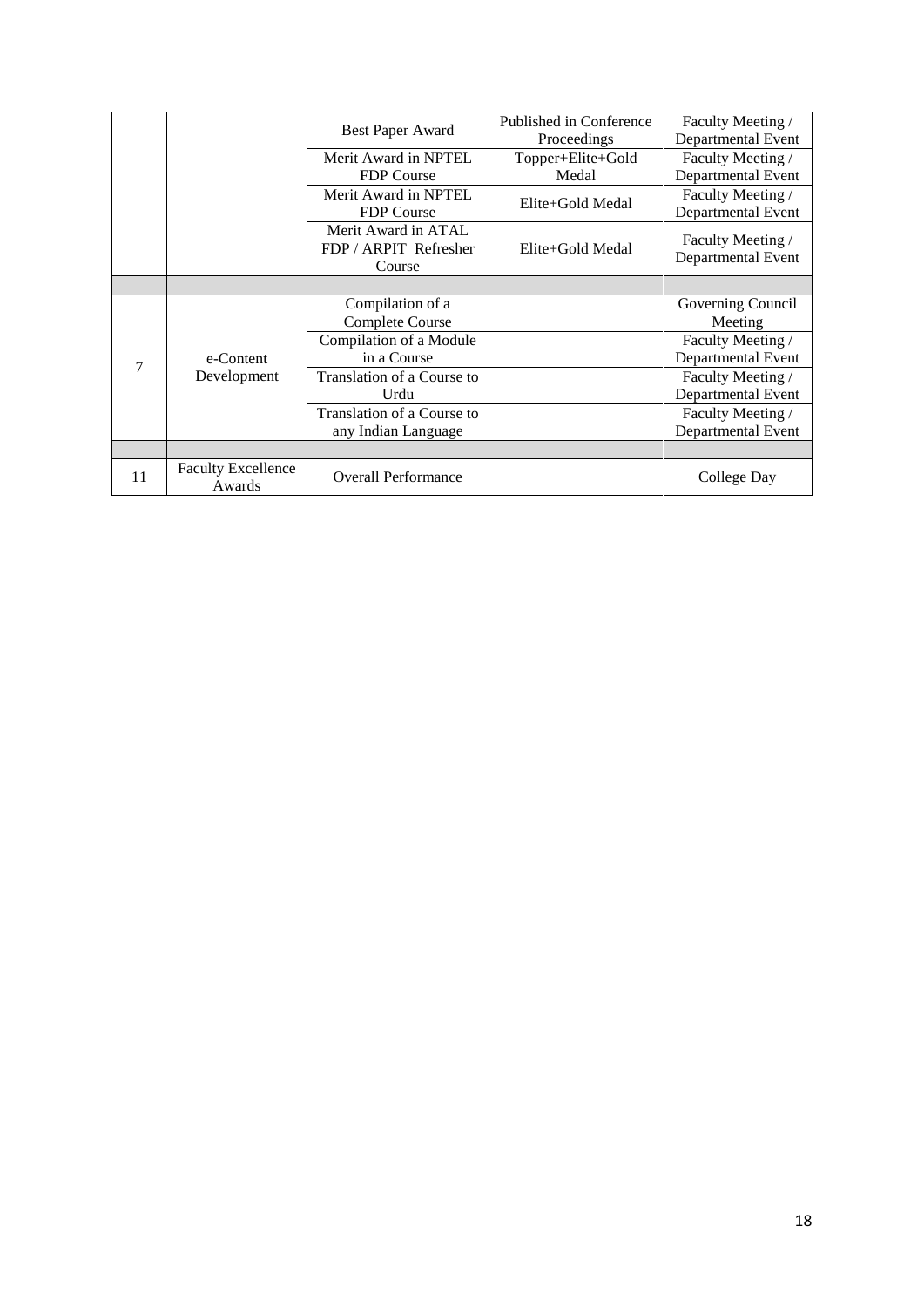| | | | | |
|---|---|---|---|---|
| | | Best Paper Award | Published in Conference Proceedings | Faculty Meeting / Departmental Event |
| | | Merit Award in NPTEL FDP Course | Topper+Elite+Gold Medal | Faculty Meeting / Departmental Event |
| | | Merit Award in NPTEL FDP Course | Elite+Gold Medal | Faculty Meeting / Departmental Event |
| | | Merit Award in ATAL FDP / ARPIT Refresher Course | Elite+Gold Medal | Faculty Meeting / Departmental Event |
| | | | | |
| 7 | e-Content Development | Compilation of a Complete Course | | Governing Council Meeting |
| | | Compilation of a Module in a Course | | Faculty Meeting / Departmental Event |
| | | Translation of a Course to Urdu | | Faculty Meeting / Departmental Event |
| | | Translation of a Course to any Indian Language | | Faculty Meeting / Departmental Event |
| | | | | |
| 11 | Faculty Excellence Awards | Overall Performance | | College Day |